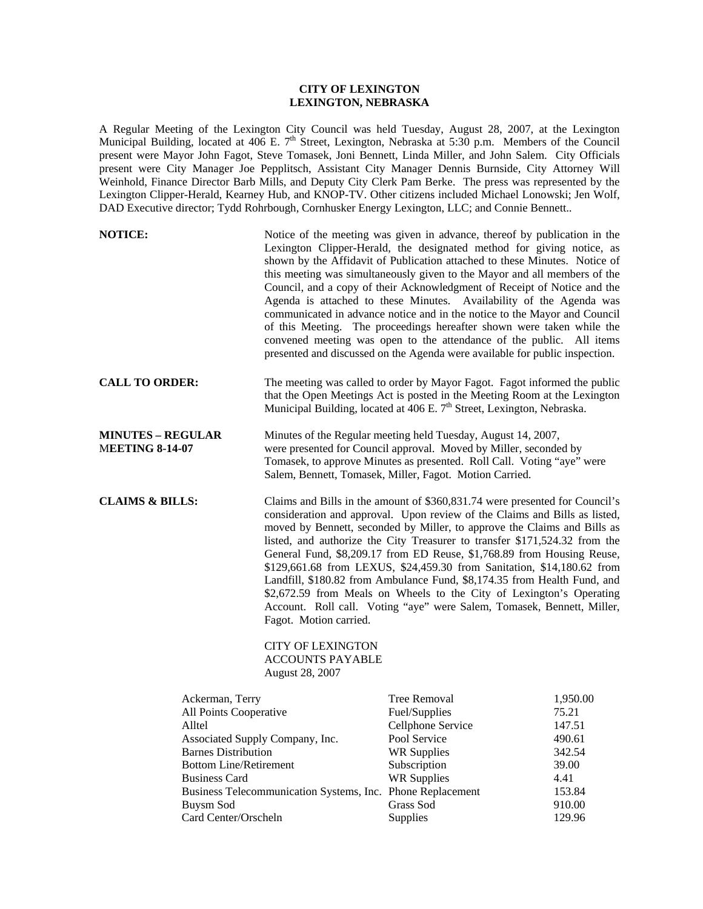**CITY OF LEXINGTON**
**LEXINGTON, NEBRASKA**

A Regular Meeting of the Lexington City Council was held Tuesday, August 28, 2007, at the Lexington Municipal Building, located at 406 E. 7th Street, Lexington, Nebraska at 5:30 p.m. Members of the Council present were Mayor John Fagot, Steve Tomasek, Joni Bennett, Linda Miller, and John Salem. City Officials present were City Manager Joe Pepplitsch, Assistant City Manager Dennis Burnside, City Attorney Will Weinhold, Finance Director Barb Mills, and Deputy City Clerk Pam Berke. The press was represented by the Lexington Clipper-Herald, Kearney Hub, and KNOP-TV. Other citizens included Michael Lonowski; Jen Wolf, DAD Executive director; Tydd Rohrbough, Cornhusker Energy Lexington, LLC; and Connie Bennett..

**NOTICE:** Notice of the meeting was given in advance, thereof by publication in the Lexington Clipper-Herald, the designated method for giving notice, as shown by the Affidavit of Publication attached to these Minutes. Notice of this meeting was simultaneously given to the Mayor and all members of the Council, and a copy of their Acknowledgment of Receipt of Notice and the Agenda is attached to these Minutes. Availability of the Agenda was communicated in advance notice and in the notice to the Mayor and Council of this Meeting. The proceedings hereafter shown were taken while the convened meeting was open to the attendance of the public. All items presented and discussed on the Agenda were available for public inspection.

**CALL TO ORDER:** The meeting was called to order by Mayor Fagot. Fagot informed the public that the Open Meetings Act is posted in the Meeting Room at the Lexington Municipal Building, located at 406 E. 7th Street, Lexington, Nebraska.

**MINUTES – REGULAR MEETING 8-14-07** Minutes of the Regular meeting held Tuesday, August 14, 2007, were presented for Council approval. Moved by Miller, seconded by Tomasek, to approve Minutes as presented. Roll Call. Voting "aye" were Salem, Bennett, Tomasek, Miller, Fagot. Motion Carried.

**CLAIMS & BILLS:** Claims and Bills in the amount of $360,831.74 were presented for Council's consideration and approval. Upon review of the Claims and Bills as listed, moved by Bennett, seconded by Miller, to approve the Claims and Bills as listed, and authorize the City Treasurer to transfer $171,524.32 from the General Fund, $8,209.17 from ED Reuse, $1,768.89 from Housing Reuse, $129,661.68 from LEXUS, $24,459.30 from Sanitation, $14,180.62 from Landfill, $180.82 from Ambulance Fund, $8,174.35 from Health Fund, and $2,672.59 from Meals on Wheels to the City of Lexington's Operating Account. Roll call. Voting "aye" were Salem, Tomasek, Bennett, Miller, Fagot. Motion carried.

CITY OF LEXINGTON
ACCOUNTS PAYABLE
August 28, 2007

| | | |
|---|---|---|
| Ackerman, Terry | Tree Removal | 1,950.00 |
| All Points Cooperative | Fuel/Supplies | 75.21 |
| Alltel | Cellphone Service | 147.51 |
| Associated Supply Company, Inc. | Pool Service | 490.61 |
| Barnes Distribution | WR Supplies | 342.54 |
| Bottom Line/Retirement | Subscription | 39.00 |
| Business Card | WR Supplies | 4.41 |
| Business Telecommunication Systems, Inc. | Phone Replacement | 153.84 |
| Buysm Sod | Grass Sod | 910.00 |
| Card Center/Orscheln | Supplies | 129.96 |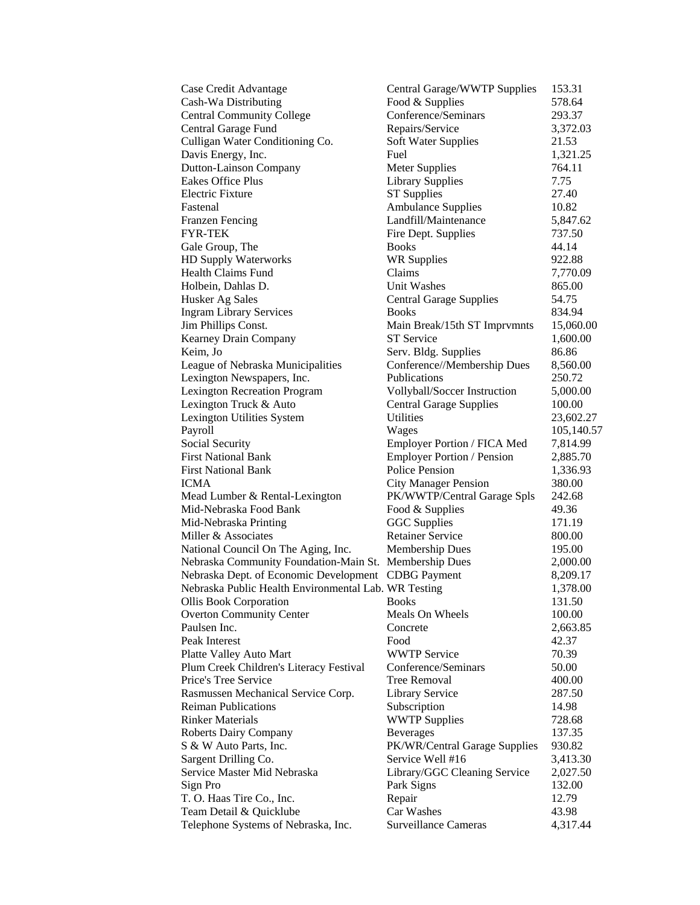| | | |
|---|---|---|
| Case Credit Advantage | Central Garage/WWTP Supplies | 153.31 |
| Cash-Wa Distributing | Food & Supplies | 578.64 |
| Central Community College | Conference/Seminars | 293.37 |
| Central Garage Fund | Repairs/Service | 3,372.03 |
| Culligan Water Conditioning Co. | Soft Water Supplies | 21.53 |
| Davis Energy, Inc. | Fuel | 1,321.25 |
| Dutton-Lainson Company | Meter Supplies | 764.11 |
| Eakes Office Plus | Library Supplies | 7.75 |
| Electric Fixture | ST Supplies | 27.40 |
| Fastenal | Ambulance Supplies | 10.82 |
| Franzen Fencing | Landfill/Maintenance | 5,847.62 |
| FYR-TEK | Fire Dept. Supplies | 737.50 |
| Gale Group, The | Books | 44.14 |
| HD Supply Waterworks | WR Supplies | 922.88 |
| Health Claims Fund | Claims | 7,770.09 |
| Holbein, Dahlas D. | Unit Washes | 865.00 |
| Husker Ag Sales | Central Garage Supplies | 54.75 |
| Ingram Library Services | Books | 834.94 |
| Jim Phillips Const. | Main Break/15th ST Imprvmnts | 15,060.00 |
| Kearney Drain Company | ST Service | 1,600.00 |
| Keim, Jo | Serv. Bldg. Supplies | 86.86 |
| League of Nebraska Municipalities | Conference//Membership Dues | 8,560.00 |
| Lexington Newspapers, Inc. | Publications | 250.72 |
| Lexington Recreation Program | Vollyball/Soccer Instruction | 5,000.00 |
| Lexington Truck & Auto | Central Garage Supplies | 100.00 |
| Lexington Utilities System | Utilities | 23,602.27 |
| Payroll | Wages | 105,140.57 |
| Social Security | Employer Portion / FICA Med | 7,814.99 |
| First National Bank | Employer Portion / Pension | 2,885.70 |
| First National Bank | Police Pension | 1,336.93 |
| ICMA | City Manager Pension | 380.00 |
| Mead Lumber & Rental-Lexington | PK/WWTP/Central Garage Spls | 242.68 |
| Mid-Nebraska Food Bank | Food & Supplies | 49.36 |
| Mid-Nebraska Printing | GGC Supplies | 171.19 |
| Miller & Associates | Retainer Service | 800.00 |
| National Council On The Aging, Inc. | Membership Dues | 195.00 |
| Nebraska Community Foundation-Main St. | Membership Dues | 2,000.00 |
| Nebraska Dept. of Economic Development | CDBG Payment | 8,209.17 |
| Nebraska Public Health Environmental Lab. | WR Testing | 1,378.00 |
| Ollis Book Corporation | Books | 131.50 |
| Overton Community Center | Meals On Wheels | 100.00 |
| Paulsen Inc. | Concrete | 2,663.85 |
| Peak Interest | Food | 42.37 |
| Platte Valley Auto Mart | WWTP Service | 70.39 |
| Plum Creek Children's Literacy Festival | Conference/Seminars | 50.00 |
| Price's Tree Service | Tree Removal | 400.00 |
| Rasmussen Mechanical Service Corp. | Library Service | 287.50 |
| Reiman Publications | Subscription | 14.98 |
| Rinker Materials | WWTP Supplies | 728.68 |
| Roberts Dairy Company | Beverages | 137.35 |
| S & W Auto Parts, Inc. | PK/WR/Central Garage Supplies | 930.82 |
| Sargent Drilling Co. | Service Well #16 | 3,413.30 |
| Service Master Mid Nebraska | Library/GGC Cleaning Service | 2,027.50 |
| Sign Pro | Park Signs | 132.00 |
| T. O. Haas Tire Co., Inc. | Repair | 12.79 |
| Team Detail & Quicklube | Car Washes | 43.98 |
| Telephone Systems of Nebraska, Inc. | Surveillance Cameras | 4,317.44 |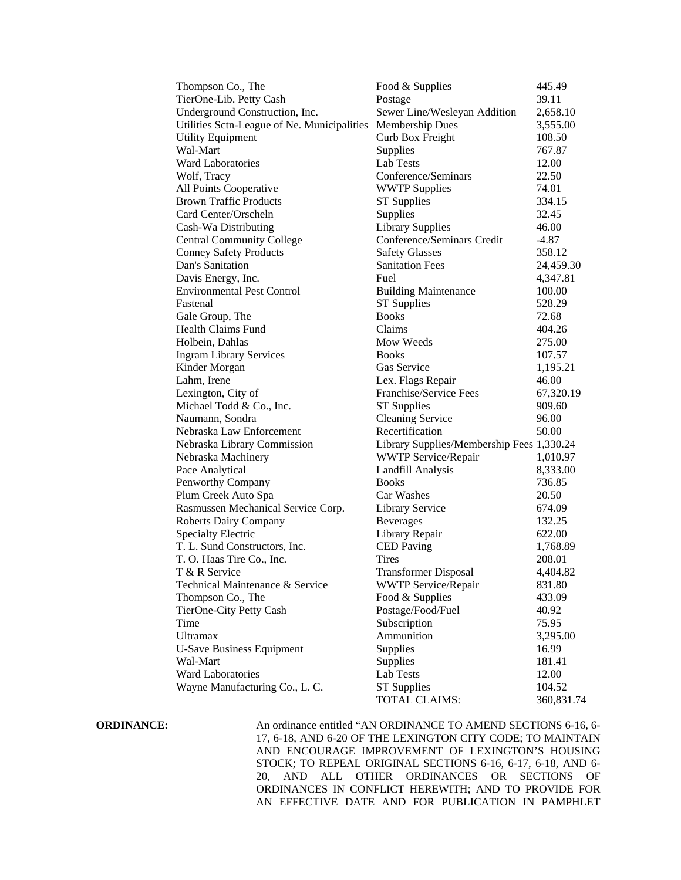| | | |
|---|---|---|
| Thompson Co., The | Food & Supplies | 445.49 |
| TierOne-Lib. Petty Cash | Postage | 39.11 |
| Underground Construction, Inc. | Sewer Line/Wesleyan Addition | 2,658.10 |
| Utilities Sctn-League of Ne. Municipalities | Membership Dues | 3,555.00 |
| Utility Equipment | Curb Box Freight | 108.50 |
| Wal-Mart | Supplies | 767.87 |
| Ward Laboratories | Lab Tests | 12.00 |
| Wolf, Tracy | Conference/Seminars | 22.50 |
| All Points Cooperative | WWTP Supplies | 74.01 |
| Brown Traffic Products | ST Supplies | 334.15 |
| Card Center/Orscheln | Supplies | 32.45 |
| Cash-Wa Distributing | Library Supplies | 46.00 |
| Central Community College | Conference/Seminars Credit | -4.87 |
| Conney Safety Products | Safety Glasses | 358.12 |
| Dan's Sanitation | Sanitation Fees | 24,459.30 |
| Davis Energy, Inc. | Fuel | 4,347.81 |
| Environmental Pest Control | Building Maintenance | 100.00 |
| Fastenal | ST Supplies | 528.29 |
| Gale Group, The | Books | 72.68 |
| Health Claims Fund | Claims | 404.26 |
| Holbein, Dahlas | Mow Weeds | 275.00 |
| Ingram Library Services | Books | 107.57 |
| Kinder Morgan | Gas Service | 1,195.21 |
| Lahm, Irene | Lex. Flags Repair | 46.00 |
| Lexington, City of | Franchise/Service Fees | 67,320.19 |
| Michael Todd & Co., Inc. | ST Supplies | 909.60 |
| Naumann, Sondra | Cleaning Service | 96.00 |
| Nebraska Law Enforcement | Recertification | 50.00 |
| Nebraska Library Commission | Library Supplies/Membership Fees | 1,330.24 |
| Nebraska Machinery | WWTP Service/Repair | 1,010.97 |
| Pace Analytical | Landfill Analysis | 8,333.00 |
| Penworthy Company | Books | 736.85 |
| Plum Creek Auto Spa | Car Washes | 20.50 |
| Rasmussen Mechanical Service Corp. | Library Service | 674.09 |
| Roberts Dairy Company | Beverages | 132.25 |
| Specialty Electric | Library Repair | 622.00 |
| T. L. Sund Constructors, Inc. | CED Paving | 1,768.89 |
| T. O. Haas Tire Co., Inc. | Tires | 208.01 |
| T & R Service | Transformer Disposal | 4,404.82 |
| Technical Maintenance & Service | WWTP Service/Repair | 831.80 |
| Thompson Co., The | Food & Supplies | 433.09 |
| TierOne-City Petty Cash | Postage/Food/Fuel | 40.92 |
| Time | Subscription | 75.95 |
| Ultramax | Ammunition | 3,295.00 |
| U-Save Business Equipment | Supplies | 16.99 |
| Wal-Mart | Supplies | 181.41 |
| Ward Laboratories | Lab Tests | 12.00 |
| Wayne Manufacturing Co., L. C. | ST Supplies | 104.52 |
| | TOTAL CLAIMS: | 360,831.74 |

**ORDINANCE:** An ordinance entitled "AN ORDINANCE TO AMEND SECTIONS 6-16, 6-17, 6-18, AND 6-20 OF THE LEXINGTON CITY CODE; TO MAINTAIN AND ENCOURAGE IMPROVEMENT OF LEXINGTON'S HOUSING STOCK; TO REPEAL ORIGINAL SECTIONS 6-16, 6-17, 6-18, AND 6-20, AND ALL OTHER ORDINANCES OR SECTIONS OF ORDINANCES IN CONFLICT HEREWITH; AND TO PROVIDE FOR AN EFFECTIVE DATE AND FOR PUBLICATION IN PAMPHLET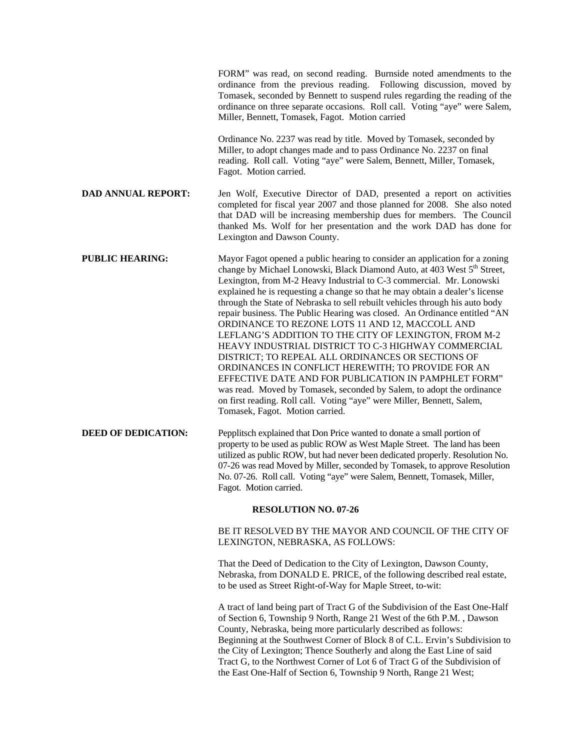FORM" was read, on second reading. Burnside noted amendments to the ordinance from the previous reading. Following discussion, moved by Tomasek, seconded by Bennett to suspend rules regarding the reading of the ordinance on three separate occasions. Roll call. Voting "aye" were Salem, Miller, Bennett, Tomasek, Fagot. Motion carried

Ordinance No. 2237 was read by title. Moved by Tomasek, seconded by Miller, to adopt changes made and to pass Ordinance No. 2237 on final reading. Roll call. Voting "aye" were Salem, Bennett, Miller, Tomasek, Fagot. Motion carried.

**DAD ANNUAL REPORT:** Jen Wolf, Executive Director of DAD, presented a report on activities completed for fiscal year 2007 and those planned for 2008. She also noted that DAD will be increasing membership dues for members. The Council thanked Ms. Wolf for her presentation and the work DAD has done for Lexington and Dawson County.

**PUBLIC HEARING:** Mayor Fagot opened a public hearing to consider an application for a zoning change by Michael Lonowski, Black Diamond Auto, at 403 West 5th Street, Lexington, from M-2 Heavy Industrial to C-3 commercial. Mr. Lonowski explained he is requesting a change so that he may obtain a dealer's license through the State of Nebraska to sell rebuilt vehicles through his auto body repair business. The Public Hearing was closed. An Ordinance entitled "AN ORDINANCE TO REZONE LOTS 11 AND 12, MACCOLL AND LEFLANG'S ADDITION TO THE CITY OF LEXINGTON, FROM M-2 HEAVY INDUSTRIAL DISTRICT TO C-3 HIGHWAY COMMERCIAL DISTRICT; TO REPEAL ALL ORDINANCES OR SECTIONS OF ORDINANCES IN CONFLICT HEREWITH; TO PROVIDE FOR AN EFFECTIVE DATE AND FOR PUBLICATION IN PAMPHLET FORM" was read. Moved by Tomasek, seconded by Salem, to adopt the ordinance on first reading. Roll call. Voting "aye" were Miller, Bennett, Salem, Tomasek, Fagot. Motion carried.

**DEED OF DEDICATION:** Pepplitsch explained that Don Price wanted to donate a small portion of property to be used as public ROW as West Maple Street. The land has been utilized as public ROW, but had never been dedicated properly. Resolution No. 07-26 was read Moved by Miller, seconded by Tomasek, to approve Resolution No. 07-26. Roll call. Voting "aye" were Salem, Bennett, Tomasek, Miller, Fagot. Motion carried.

**RESOLUTION NO. 07-26**

BE IT RESOLVED BY THE MAYOR AND COUNCIL OF THE CITY OF LEXINGTON, NEBRASKA, AS FOLLOWS:

That the Deed of Dedication to the City of Lexington, Dawson County, Nebraska, from DONALD E. PRICE, of the following described real estate, to be used as Street Right-of-Way for Maple Street, to-wit:

A tract of land being part of Tract G of the Subdivision of the East One-Half of Section 6, Township 9 North, Range 21 West of the 6th P.M. , Dawson County, Nebraska, being more particularly described as follows: Beginning at the Southwest Corner of Block 8 of C.L. Ervin's Subdivision to the City of Lexington; Thence Southerly and along the East Line of said Tract G, to the Northwest Corner of Lot 6 of Tract G of the Subdivision of the East One-Half of Section 6, Township 9 North, Range 21 West;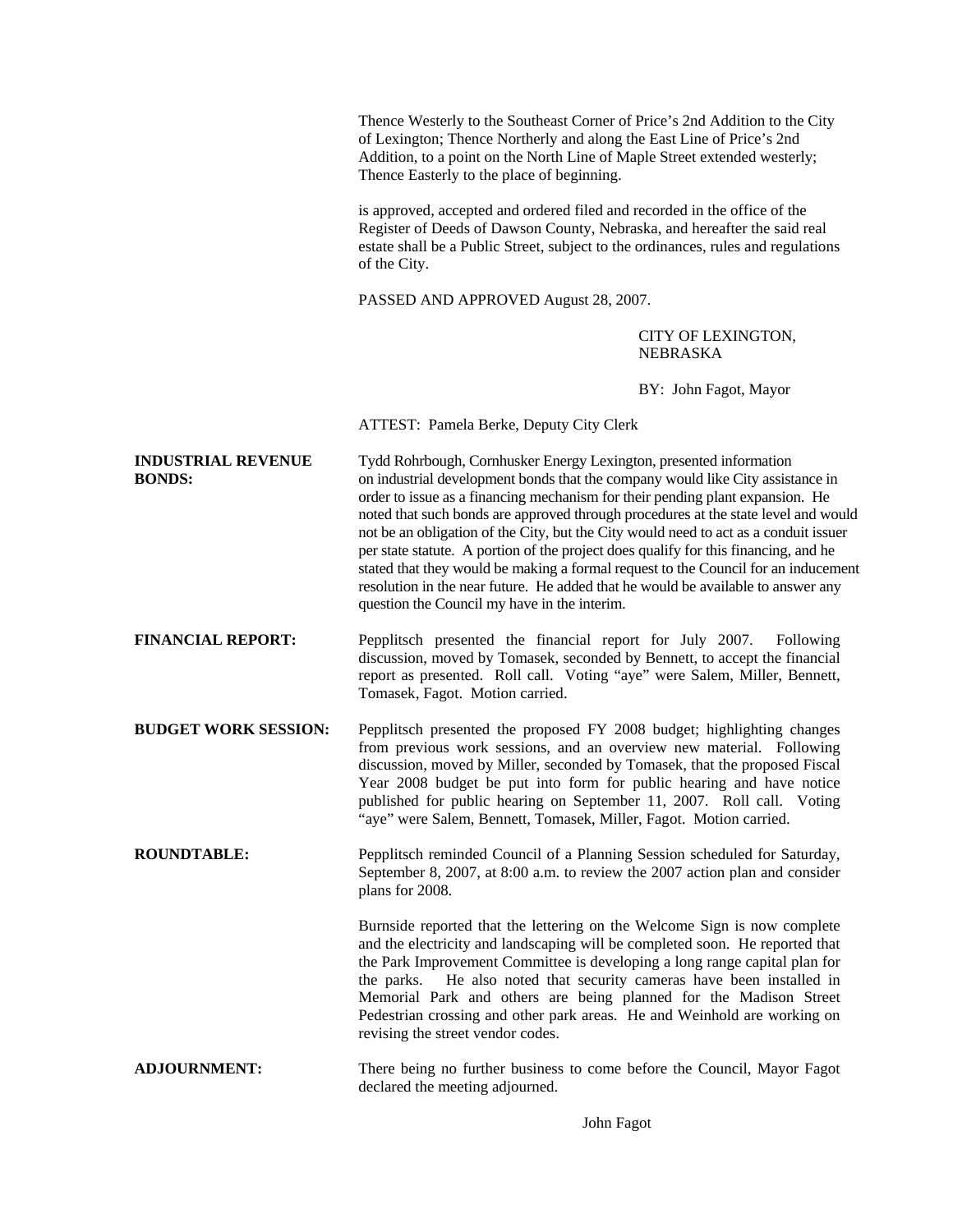Thence Westerly to the Southeast Corner of Price's 2nd Addition to the City of Lexington; Thence Northerly and along the East Line of Price's 2nd Addition, to a point on the North Line of Maple Street extended westerly; Thence Easterly to the place of beginning.

is approved, accepted and ordered filed and recorded in the office of the Register of Deeds of Dawson County, Nebraska, and hereafter the said real estate shall be a Public Street, subject to the ordinances, rules and regulations of the City.

PASSED AND APPROVED August 28, 2007.

CITY OF LEXINGTON, NEBRASKA

BY: John Fagot, Mayor

ATTEST: Pamela Berke, Deputy City Clerk

**INDUSTRIAL REVENUE BONDS:** Tydd Rohrbough, Cornhusker Energy Lexington, presented information on industrial development bonds that the company would like City assistance in order to issue as a financing mechanism for their pending plant expansion. He noted that such bonds are approved through procedures at the state level and would not be an obligation of the City, but the City would need to act as a conduit issuer per state statute. A portion of the project does qualify for this financing, and he stated that they would be making a formal request to the Council for an inducement resolution in the near future. He added that he would be available to answer any question the Council my have in the interim.

**FINANCIAL REPORT:** Pepplitsch presented the financial report for July 2007. Following discussion, moved by Tomasek, seconded by Bennett, to accept the financial report as presented. Roll call. Voting "aye" were Salem, Miller, Bennett, Tomasek, Fagot. Motion carried.

**BUDGET WORK SESSION:** Pepplitsch presented the proposed FY 2008 budget; highlighting changes from previous work sessions, and an overview new material. Following discussion, moved by Miller, seconded by Tomasek, that the proposed Fiscal Year 2008 budget be put into form for public hearing and have notice published for public hearing on September 11, 2007. Roll call. Voting "aye" were Salem, Bennett, Tomasek, Miller, Fagot. Motion carried.

**ROUNDTABLE:** Pepplitsch reminded Council of a Planning Session scheduled for Saturday, September 8, 2007, at 8:00 a.m. to review the 2007 action plan and consider plans for 2008.

Burnside reported that the lettering on the Welcome Sign is now complete and the electricity and landscaping will be completed soon. He reported that the Park Improvement Committee is developing a long range capital plan for the parks. He also noted that security cameras have been installed in Memorial Park and others are being planned for the Madison Street Pedestrian crossing and other park areas. He and Weinhold are working on revising the street vendor codes.

**ADJOURNMENT:** There being no further business to come before the Council, Mayor Fagot declared the meeting adjourned.

John Fagot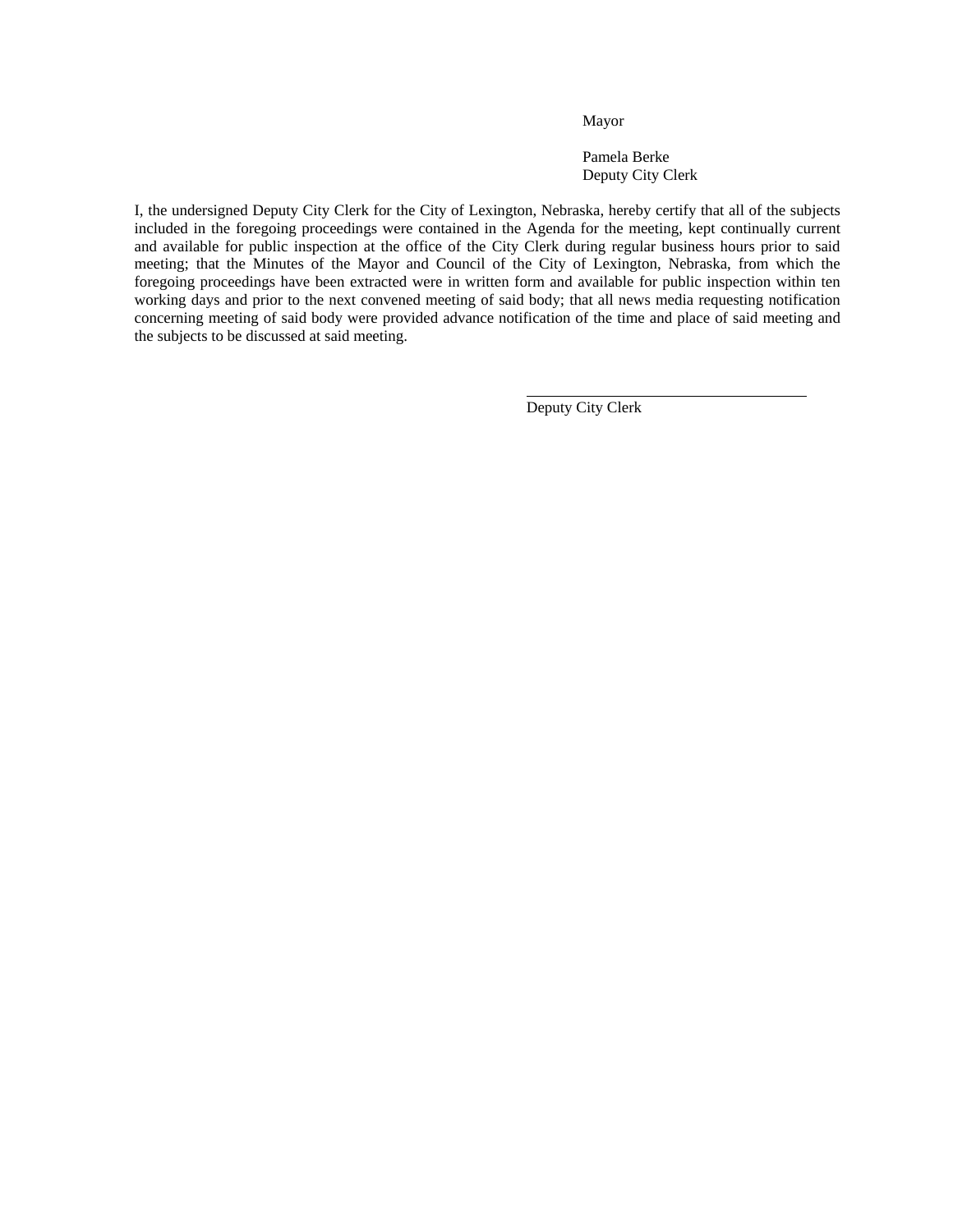Mayor

Pamela Berke
Deputy City Clerk

I, the undersigned Deputy City Clerk for the City of Lexington, Nebraska, hereby certify that all of the subjects included in the foregoing proceedings were contained in the Agenda for the meeting, kept continually current and available for public inspection at the office of the City Clerk during regular business hours prior to said meeting; that the Minutes of the Mayor and Council of the City of Lexington, Nebraska, from which the foregoing proceedings have been extracted were in written form and available for public inspection within ten working days and prior to the next convened meeting of said body; that all news media requesting notification concerning meeting of said body were provided advance notification of the time and place of said meeting and the subjects to be discussed at said meeting.

\_\_\_\_\_\_\_\_\_\_\_\_\_\_\_\_\_\_\_\_\_\_\_\_\_\_\_\_\_\_\_\_\_\_\_\_\_\_\_\_

Deputy City Clerk